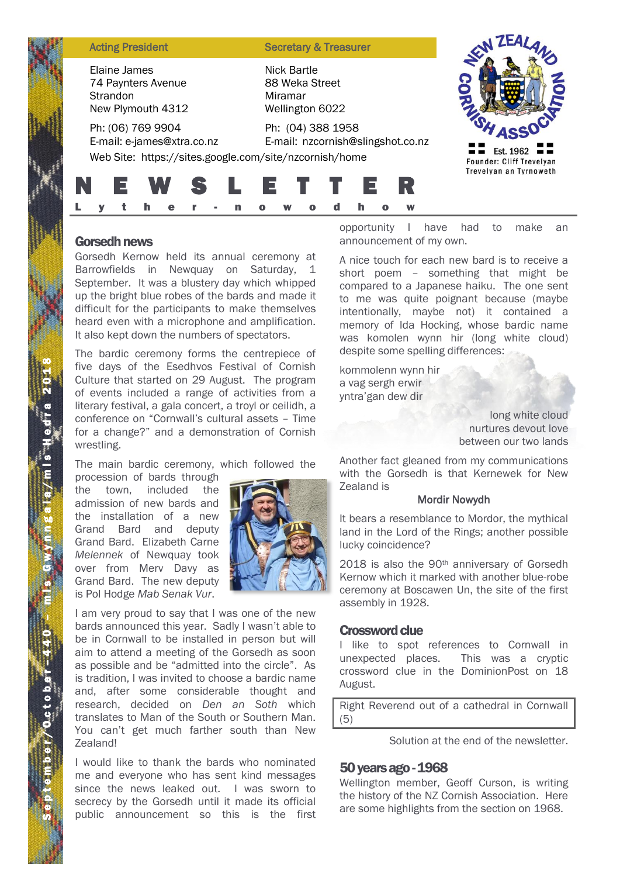| Acting President | Secretary & Treasurer |
| --- | --- |
| Elaine James<br>74 Paynters Avenue<br>Strandon<br>New Plymouth 4312 | Nick Bartle<br>88 Weka Street<br>Miramar<br>Wellington 6022 |
| Ph: (06) 769 9904<br>E-mail: e-james@xtra.co.nz | Ph: (04) 388 1958<br>E-mail: nzcornish@slingshot.co.nz |

Web Site: https://sites.google.com/site/nzcornish/home

New Zealand Cornish Association
Est. 1962
Founder: Cliff Trevelyan
Trevelyan an Tyrnoweth

# NEWSLETTER

## Lyther-nowodhow

September/October – 440 – mis Gwynngala/mis Hedra 2018

## Gorsedh news

Gorsedh Kernow held its annual ceremony at Barrowfields in Newquay on Saturday, 1 September. It was a blustery day which whipped up the bright blue robes of the bards and made it difficult for the participants to make themselves heard even with a microphone and amplification. It also kept down the numbers of spectators.

The bardic ceremony forms the centrepiece of five days of the Esedhvos Festival of Cornish Culture that started on 29 August. The program of events included a range of activities from a literary festival, a gala concert, a troyl or ceilidh, a conference on "Cornwall's cultural assets – Time for a change?" and a demonstration of Cornish wrestling.

The main bardic ceremony, which followed the procession of bards through the town, included the admission of new bards and the installation of a new Grand Bard and deputy Grand Bard. Elizabeth Carne *Melennek* of Newquay took over from Merv Davy as Grand Bard. The new deputy is Pol Hodge *Mab Senak Vur*.

I am very proud to say that I was one of the new bards announced this year. Sadly I wasn't able to be in Cornwall to be installed in person but will aim to attend a meeting of the Gorsedh as soon as possible and be "admitted into the circle". As is tradition, I was invited to choose a bardic name and, after some considerable thought and research, decided on *Den an Soth* which translates to Man of the South or Southern Man. You can't get much farther south than New Zealand!

I would like to thank the bards who nominated me and everyone who has sent kind messages since the news leaked out. I was sworn to secrecy by the Gorsedh until it made its official public announcement so this is the first opportunity I have had to make an announcement of my own.

A nice touch for each new bard is to receive a short poem – something that might be compared to a Japanese haiku. The one sent to me was quite poignant because (maybe intentionally, maybe not) it contained a memory of Ida Hocking, whose bardic name was komolen wynn hir (long white cloud) despite some spelling differences:

kommolenn wynn hir
a vag sergh erwir
yntra'gan dew dir

long white cloud
nurtures devout love
between our two lands

Another fact gleaned from my communications with the Gorsedh is that Kernewek for New Zealand is

**Mordir Nowydh**

It bears a resemblance to Mordor, the mythical land in the Lord of the Rings; another possible lucky coincidence?

2018 is also the 90th anniversary of Gorsedh Kernow which it marked with another blue-robe ceremony at Boscawen Un, the site of the first assembly in 1928.

## Crossword clue

I like to spot references to Cornwall in unexpected places. This was a cryptic crossword clue in the DominionPost on 18 August.

> Right Reverend out of a cathedral in Cornwall (5)

Solution at the end of the newsletter.

## 50 years ago - 1968

Wellington member, Geoff Curson, is writing the history of the NZ Cornish Association. Here are some highlights from the section on 1968.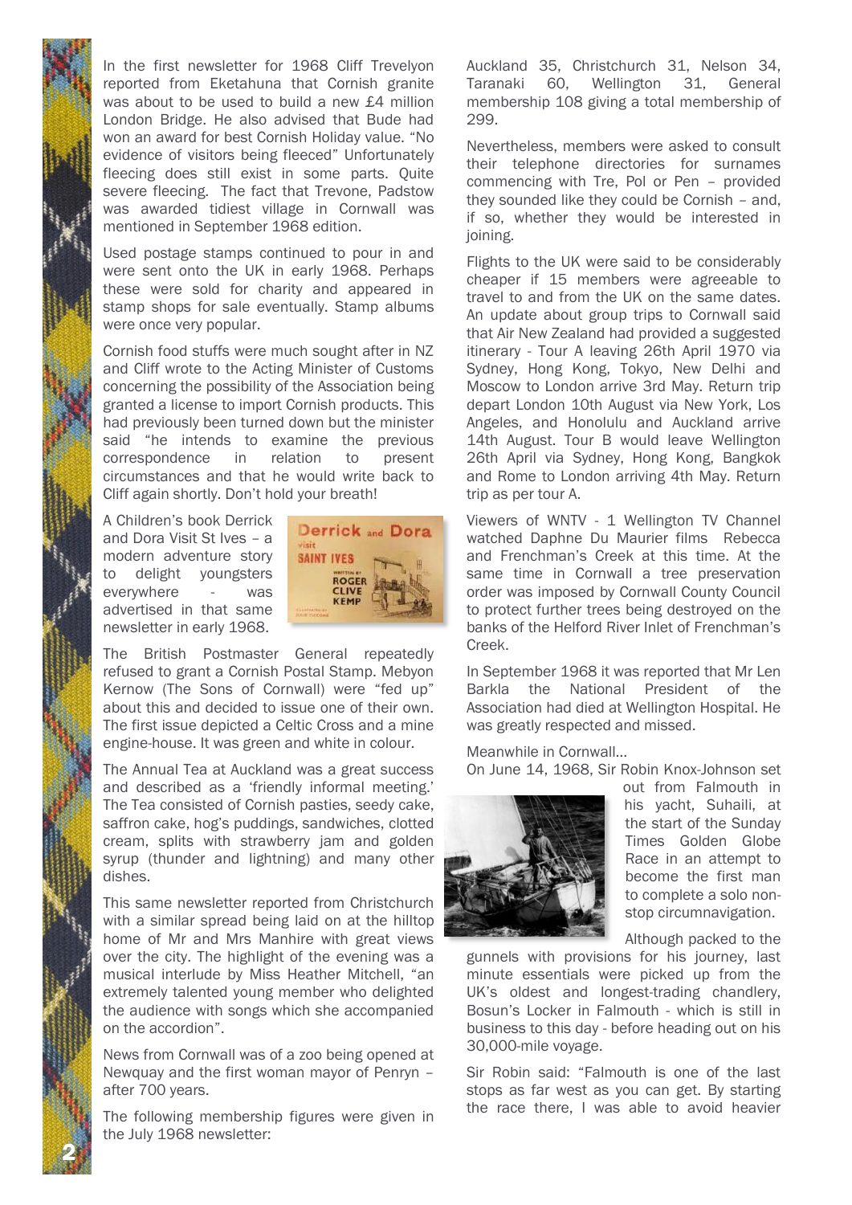In the first newsletter for 1968 Cliff Trevelyon reported from Eketahuna that Cornish granite was about to be used to build a new £4 million London Bridge. He also advised that Bude had won an award for best Cornish Holiday value. "No evidence of visitors being fleeced" Unfortunately fleecing does still exist in some parts. Quite severe fleecing. The fact that Trevone, Padstow was awarded tidiest village in Cornwall was mentioned in September 1968 edition.

Used postage stamps continued to pour in and were sent onto the UK in early 1968. Perhaps these were sold for charity and appeared in stamp shops for sale eventually. Stamp albums were once very popular.

Cornish food stuffs were much sought after in NZ and Cliff wrote to the Acting Minister of Customs concerning the possibility of the Association being granted a license to import Cornish products. This had previously been turned down but the minister said "he intends to examine the previous correspondence in relation to present circumstances and that he would write back to Cliff again shortly. Don't hold your breath!

A Children's book Derrick and Dora Visit St Ives – a modern adventure story to delight youngsters everywhere - was advertised in that same newsletter in early 1968.

The British Postmaster General repeatedly refused to grant a Cornish Postal Stamp. Mebyon Kernow (The Sons of Cornwall) were "fed up" about this and decided to issue one of their own. The first issue depicted a Celtic Cross and a mine engine-house. It was green and white in colour.

The Annual Tea at Auckland was a great success and described as a 'friendly informal meeting.' The Tea consisted of Cornish pasties, seedy cake, saffron cake, hog's puddings, sandwiches, clotted cream, splits with strawberry jam and golden syrup (thunder and lightning) and many other dishes.

This same newsletter reported from Christchurch with a similar spread being laid on at the hilltop home of Mr and Mrs Manhire with great views over the city. The highlight of the evening was a musical interlude by Miss Heather Mitchell, "an extremely talented young member who delighted the audience with songs which she accompanied on the accordion".

News from Cornwall was of a zoo being opened at Newquay and the first woman mayor of Penryn – after 700 years.

The following membership figures were given in the July 1968 newsletter:

Auckland 35, Christchurch 31, Nelson 34, Taranaki 60, Wellington 31, General membership 108 giving a total membership of 299.

Nevertheless, members were asked to consult their telephone directories for surnames commencing with Tre, Pol or Pen – provided they sounded like they could be Cornish – and, if so, whether they would be interested in joining.

Flights to the UK were said to be considerably cheaper if 15 members were agreeable to travel to and from the UK on the same dates. An update about group trips to Cornwall said that Air New Zealand had provided a suggested itinerary - Tour A leaving 26th April 1970 via Sydney, Hong Kong, Tokyo, New Delhi and Moscow to London arrive 3rd May. Return trip depart London 10th August via New York, Los Angeles, and Honolulu and Auckland arrive 14th August. Tour B would leave Wellington 26th April via Sydney, Hong Kong, Bangkok and Rome to London arriving 4th May. Return trip as per tour A.

Viewers of WNTV - 1 Wellington TV Channel watched Daphne Du Maurier films Rebecca and Frenchman's Creek at this time. At the same time in Cornwall a tree preservation order was imposed by Cornwall County Council to protect further trees being destroyed on the banks of the Helford River Inlet of Frenchman's Creek.

In September 1968 it was reported that Mr Len Barkla the National President of the Association had died at Wellington Hospital. He was greatly respected and missed.

Meanwhile in Cornwall...

On June 14, 1968, Sir Robin Knox-Johnson set out from Falmouth in his yacht, Suhaili, at the start of the Sunday Times Golden Globe Race in an attempt to become the first man to complete a solo non-stop circumnavigation.

Although packed to the gunnels with provisions for his journey, last minute essentials were picked up from the UK's oldest and longest-trading chandlery, Bosun's Locker in Falmouth - which is still in business to this day - before heading out on his 30,000-mile voyage.

Sir Robin said: "Falmouth is one of the last stops as far west as you can get. By starting the race there, I was able to avoid heavier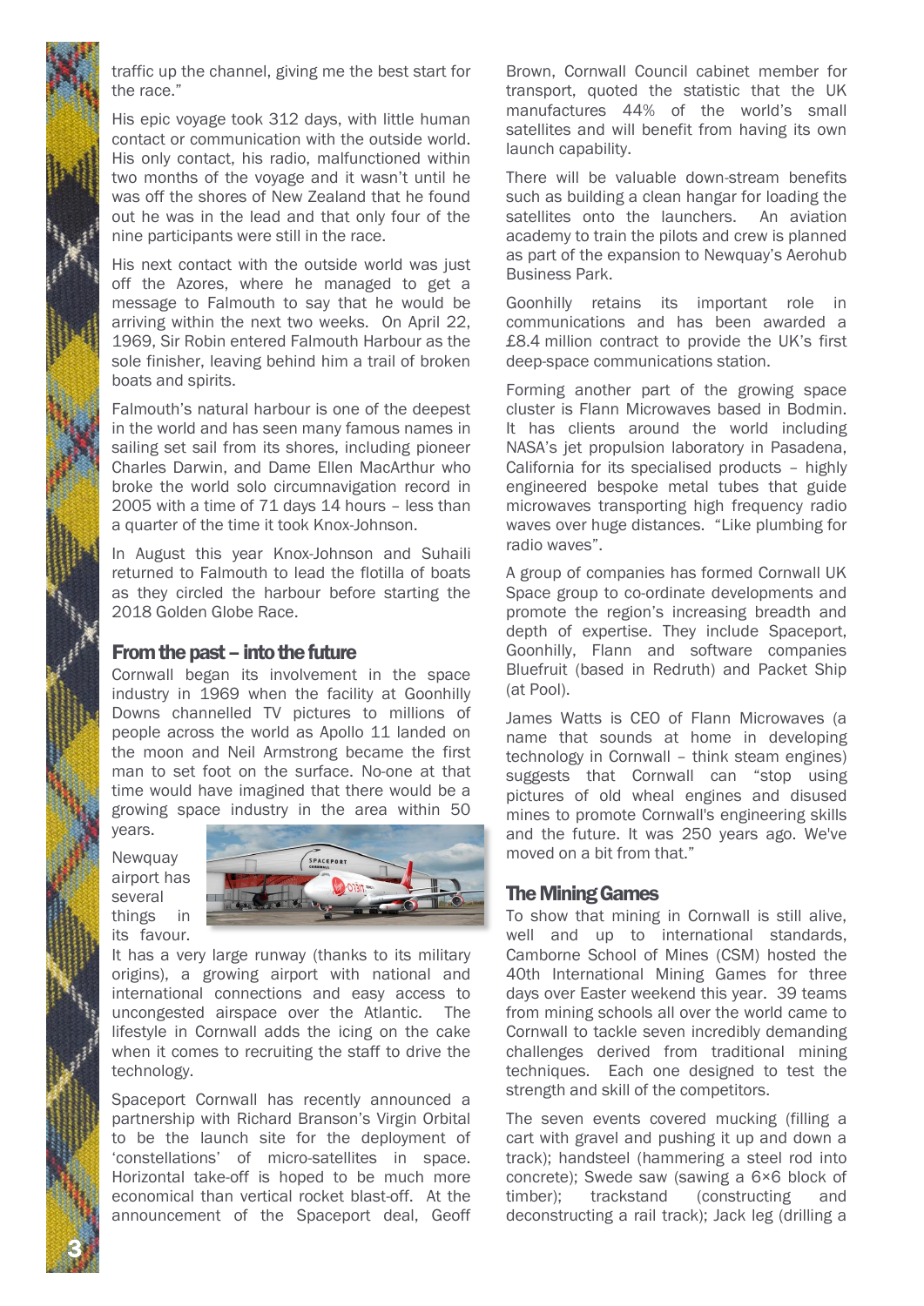traffic up the channel, giving me the best start for the race."

His epic voyage took 312 days, with little human contact or communication with the outside world. His only contact, his radio, malfunctioned within two months of the voyage and it wasn't until he was off the shores of New Zealand that he found out he was in the lead and that only four of the nine participants were still in the race.

His next contact with the outside world was just off the Azores, where he managed to get a message to Falmouth to say that he would be arriving within the next two weeks. On April 22, 1969, Sir Robin entered Falmouth Harbour as the sole finisher, leaving behind him a trail of broken boats and spirits.

Falmouth's natural harbour is one of the deepest in the world and has seen many famous names in sailing set sail from its shores, including pioneer Charles Darwin, and Dame Ellen MacArthur who broke the world solo circumnavigation record in 2005 with a time of 71 days 14 hours – less than a quarter of the time it took Knox-Johnson.

In August this year Knox-Johnson and Suhaili returned to Falmouth to lead the flotilla of boats as they circled the harbour before starting the 2018 Golden Globe Race.

## From the past – into the future

Cornwall began its involvement in the space industry in 1969 when the facility at Goonhilly Downs channelled TV pictures to millions of people across the world as Apollo 11 landed on the moon and Neil Armstrong became the first man to set foot on the surface. No-one at that time would have imagined that there would be a growing space industry in the area within 50 years.

Newquay airport has several things in its favour. It has a very large runway (thanks to its military origins), a growing airport with national and international connections and easy access to uncongested airspace over the Atlantic. The lifestyle in Cornwall adds the icing on the cake when it comes to recruiting the staff to drive the technology.

Spaceport Cornwall has recently announced a partnership with Richard Branson's Virgin Orbital to be the launch site for the deployment of 'constellations' of micro-satellites in space. Horizontal take-off is hoped to be much more economical than vertical rocket blast-off. At the announcement of the Spaceport deal, Geoff Brown, Cornwall Council cabinet member for transport, quoted the statistic that the UK manufactures 44% of the world's small satellites and will benefit from having its own launch capability.

There will be valuable down-stream benefits such as building a clean hangar for loading the satellites onto the launchers. An aviation academy to train the pilots and crew is planned as part of the expansion to Newquay's Aerohub Business Park.

Goonhilly retains its important role in communications and has been awarded a £8.4 million contract to provide the UK's first deep-space communications station.

Forming another part of the growing space cluster is Flann Microwaves based in Bodmin. It has clients around the world including NASA's jet propulsion laboratory in Pasadena, California for its specialised products – highly engineered bespoke metal tubes that guide microwaves transporting high frequency radio waves over huge distances. "Like plumbing for radio waves".

A group of companies has formed Cornwall UK Space group to co-ordinate developments and promote the region's increasing breadth and depth of expertise. They include Spaceport, Goonhilly, Flann and software companies Bluefruit (based in Redruth) and Packet Ship (at Pool).

James Watts is CEO of Flann Microwaves (a name that sounds at home in developing technology in Cornwall – think steam engines) suggests that Cornwall can "stop using pictures of old wheal engines and disused mines to promote Cornwall's engineering skills and the future. It was 250 years ago. We've moved on a bit from that."

## The Mining Games

To show that mining in Cornwall is still alive, well and up to international standards, Camborne School of Mines (CSM) hosted the 40th International Mining Games for three days over Easter weekend this year. 39 teams from mining schools all over the world came to Cornwall to tackle seven incredibly demanding challenges derived from traditional mining techniques. Each one designed to test the strength and skill of the competitors.

The seven events covered mucking (filling a cart with gravel and pushing it up and down a track); handsteel (hammering a steel rod into concrete); Swede saw (sawing a 6×6 block of timber); trackstand (constructing and deconstructing a rail track); Jack leg (drilling a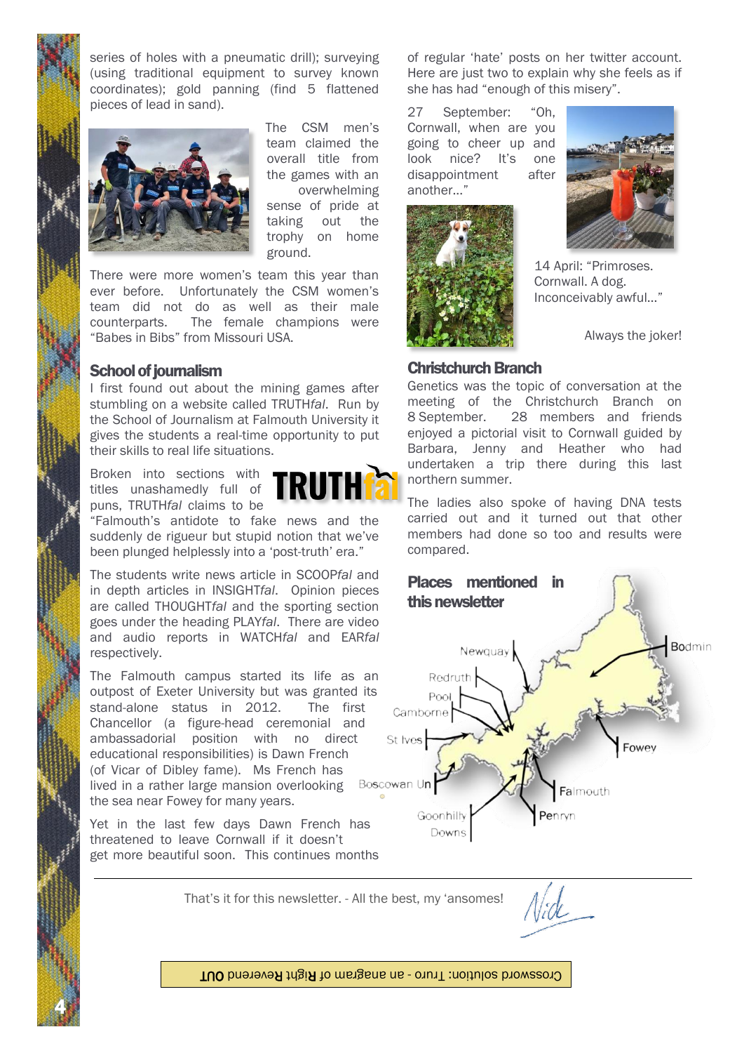series of holes with a pneumatic drill); surveying (using traditional equipment to survey known coordinates); gold panning (find 5 flattened pieces of lead in sand).

The CSM men's team claimed the overall title from the games with an overwhelming sense of pride at taking out the trophy on home ground.

There were more women's team this year than ever before. Unfortunately the CSM women's team did not do as well as their male counterparts. The female champions were "Babes in Bibs" from Missouri USA.

## School of journalism

I first found out about the mining games after stumbling on a website called TRUTH*fal*. Run by the School of Journalism at Falmouth University it gives the students a real-time opportunity to put their skills to real life situations.

TRUTHfal

Broken into sections with titles unashamedly full of puns, TRUTH*fal* claims to be "Falmouth's antidote to fake news and the suddenly de rigueur but stupid notion that we've been plunged helplessly into a 'post-truth' era."

The students write news article in SCOOP*fal* and in depth articles in INSIGHT*fal*. Opinion pieces are called THOUGHT*fal* and the sporting section goes under the heading PLAY*fal*. There are video and audio reports in WATCH*fal* and EAR*fal* respectively.

The Falmouth campus started its life as an outpost of Exeter University but was granted its stand-alone status in 2012. The first Chancellor (a figure-head ceremonial and ambassadorial position with no direct educational responsibilities) is Dawn French (of Vicar of Dibley fame). Ms French has lived in a rather large mansion overlooking the sea near Fowey for many years.

Yet in the last few days Dawn French has threatened to leave Cornwall if it doesn't get more beautiful soon. This continues months of regular 'hate' posts on her twitter account. Here are just two to explain why she feels as if she has had "enough of this misery".

27 September: "Oh, Cornwall, when are you going to cheer up and look nice? It's one disappointment after another..."

14 April: "Primroses. Cornwall. A dog. Inconceivably awful..."

Always the joker!

## Christchurch Branch

Genetics was the topic of conversation at the meeting of the Christchurch Branch on 8 September. 28 members and friends enjoyed a pictorial visit to Cornwall guided by Barbara, Jenny and Heather who had undertaken a trip there during this last northern summer.

The ladies also spoke of having DNA tests carried out and it turned out that other members had done so too and results were compared.

## Places mentioned in this newsletter

Newquay
Bodmin
Redruth
Pool
Camborne
St Ives
Fowey
Boscowan Un
Falmouth
Goonhilly Downs
Penryn

---

That's it for this newsletter. - All the best, my 'ansomes!

Nick

Crossword solution: Truro - an anagram of Right Reverend OUT